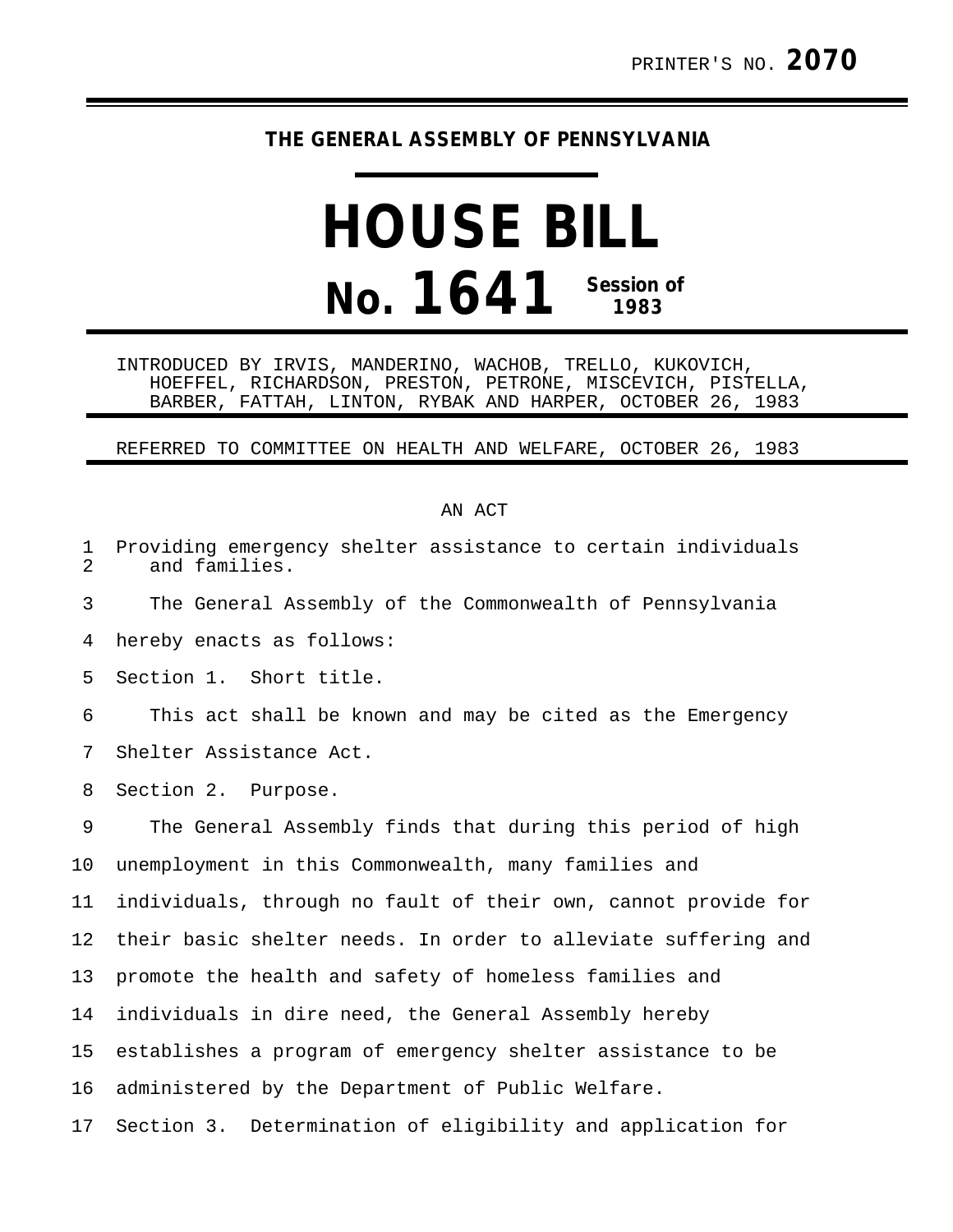PRINTER'S NO. **2070**

**THE GENERAL ASSEMBLY OF PENNSYLVANIA**

# HOUSE BILL
# No. 1641 Session of 1983

INTRODUCED BY IRVIS, MANDERINO, WACHOB, TRELLO, KUKOVICH, HOEFFEL, RICHARDSON, PRESTON, PETRONE, MISCEVICH, PISTELLA, BARBER, FATTAH, LINTON, RYBAK AND HARPER, OCTOBER 26, 1983

REFERRED TO COMMITTEE ON HEALTH AND WELFARE, OCTOBER 26, 1983

AN ACT

Providing emergency shelter assistance to certain individuals and families.

The General Assembly of the Commonwealth of Pennsylvania hereby enacts as follows:

Section 1. Short title.

This act shall be known and may be cited as the Emergency Shelter Assistance Act.

Section 2. Purpose.

The General Assembly finds that during this period of high unemployment in this Commonwealth, many families and individuals, through no fault of their own, cannot provide for their basic shelter needs. In order to alleviate suffering and promote the health and safety of homeless families and individuals in dire need, the General Assembly hereby establishes a program of emergency shelter assistance to be administered by the Department of Public Welfare.

Section 3. Determination of eligibility and application for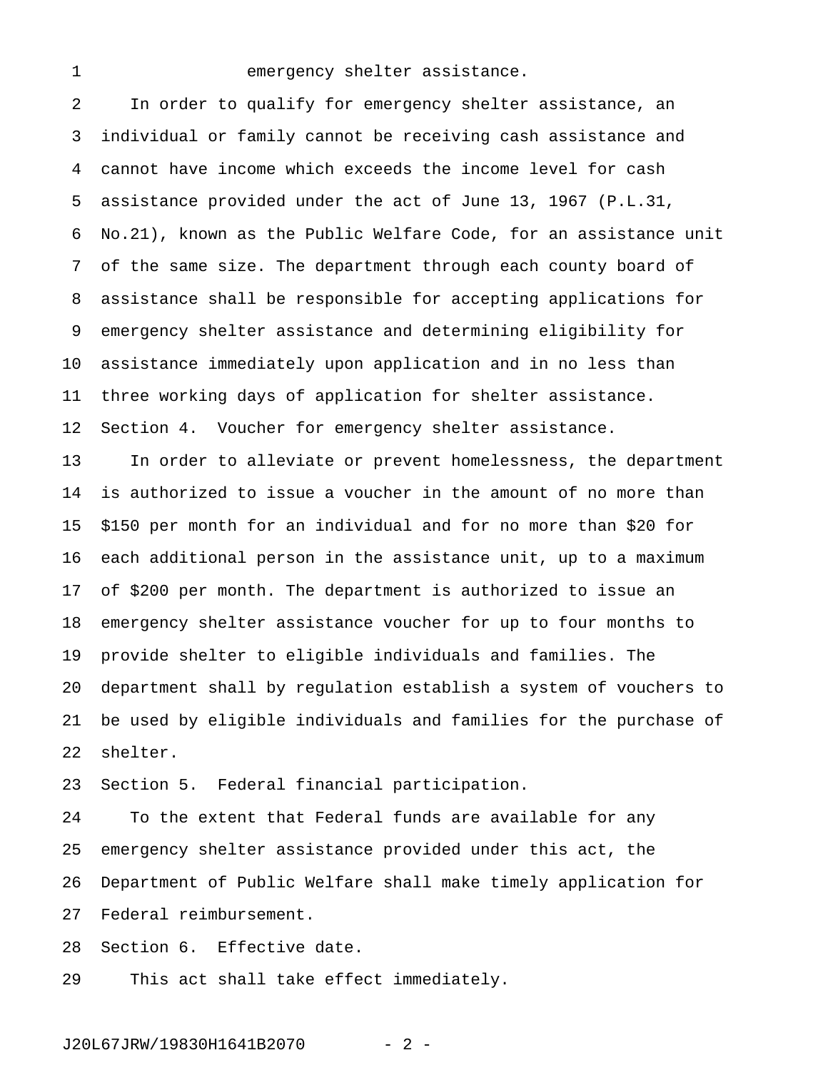emergency shelter assistance.

In order to qualify for emergency shelter assistance, an individual or family cannot be receiving cash assistance and cannot have income which exceeds the income level for cash assistance provided under the act of June 13, 1967 (P.L.31, No.21), known as the Public Welfare Code, for an assistance unit of the same size. The department through each county board of assistance shall be responsible for accepting applications for emergency shelter assistance and determining eligibility for assistance immediately upon application and in no less than three working days of application for shelter assistance.

Section 4. Voucher for emergency shelter assistance.

In order to alleviate or prevent homelessness, the department is authorized to issue a voucher in the amount of no more than $150 per month for an individual and for no more than $20 for each additional person in the assistance unit, up to a maximum of $200 per month. The department is authorized to issue an emergency shelter assistance voucher for up to four months to provide shelter to eligible individuals and families. The department shall by regulation establish a system of vouchers to be used by eligible individuals and families for the purchase of shelter.

Section 5. Federal financial participation.

To the extent that Federal funds are available for any emergency shelter assistance provided under this act, the Department of Public Welfare shall make timely application for Federal reimbursement.

Section 6. Effective date.

This act shall take effect immediately.